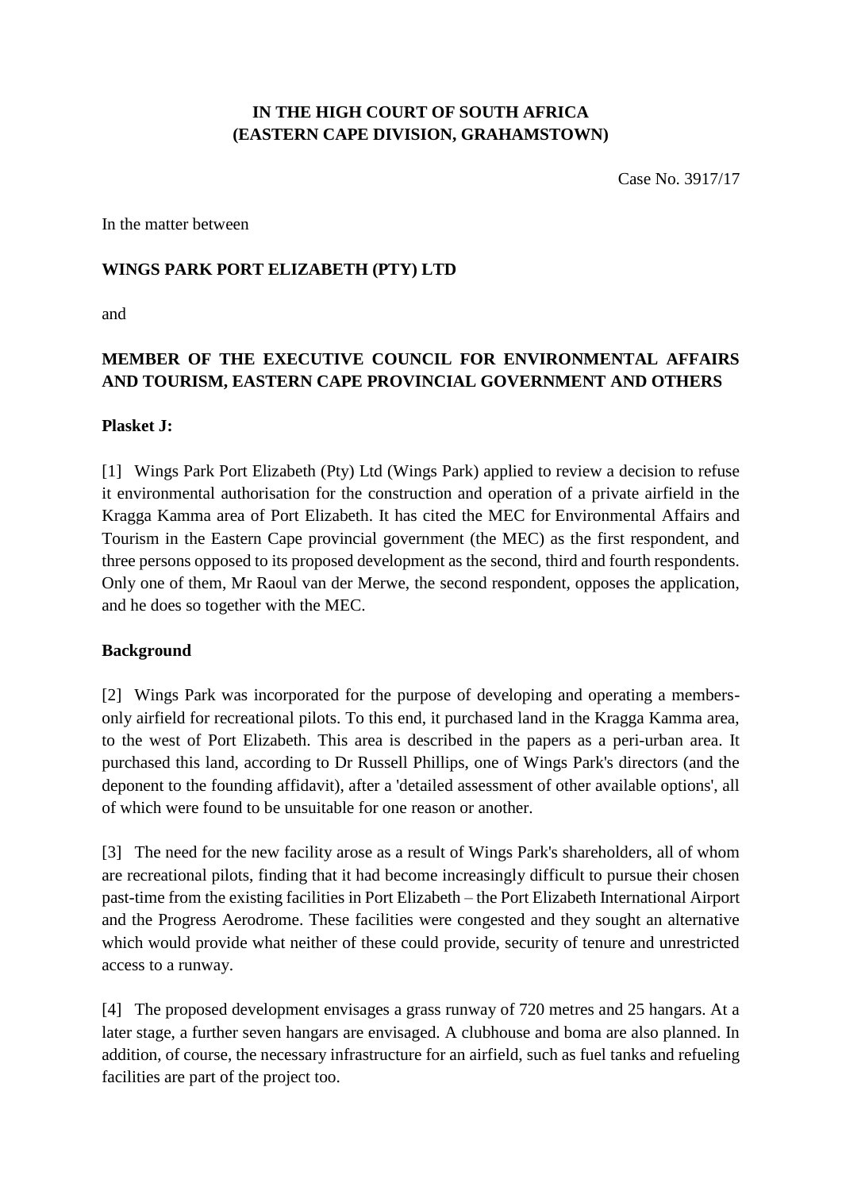**IN THE HIGH COURT OF SOUTH AFRICA**
**(EASTERN CAPE DIVISION, GRAHAMSTOWN)**

Case No. 3917/17

In the matter between

**WINGS PARK PORT ELIZABETH (PTY) LTD**

and

**MEMBER OF THE EXECUTIVE COUNCIL FOR ENVIRONMENTAL AFFAIRS AND TOURISM, EASTERN CAPE PROVINCIAL GOVERNMENT AND OTHERS**

**Plasket J:**

[1] Wings Park Port Elizabeth (Pty) Ltd (Wings Park) applied to review a decision to refuse it environmental authorisation for the construction and operation of a private airfield in the Kragga Kamma area of Port Elizabeth. It has cited the MEC for Environmental Affairs and Tourism in the Eastern Cape provincial government (the MEC) as the first respondent, and three persons opposed to its proposed development as the second, third and fourth respondents. Only one of them, Mr Raoul van der Merwe, the second respondent, opposes the application, and he does so together with the MEC.

**Background**

[2] Wings Park was incorporated for the purpose of developing and operating a members-only airfield for recreational pilots. To this end, it purchased land in the Kragga Kamma area, to the west of Port Elizabeth. This area is described in the papers as a peri-urban area. It purchased this land, according to Dr Russell Phillips, one of Wings Park's directors (and the deponent to the founding affidavit), after a 'detailed assessment of other available options', all of which were found to be unsuitable for one reason or another.

[3] The need for the new facility arose as a result of Wings Park's shareholders, all of whom are recreational pilots, finding that it had become increasingly difficult to pursue their chosen past-time from the existing facilities in Port Elizabeth – the Port Elizabeth International Airport and the Progress Aerodrome. These facilities were congested and they sought an alternative which would provide what neither of these could provide, security of tenure and unrestricted access to a runway.

[4] The proposed development envisages a grass runway of 720 metres and 25 hangars. At a later stage, a further seven hangars are envisaged. A clubhouse and boma are also planned. In addition, of course, the necessary infrastructure for an airfield, such as fuel tanks and refueling facilities are part of the project too.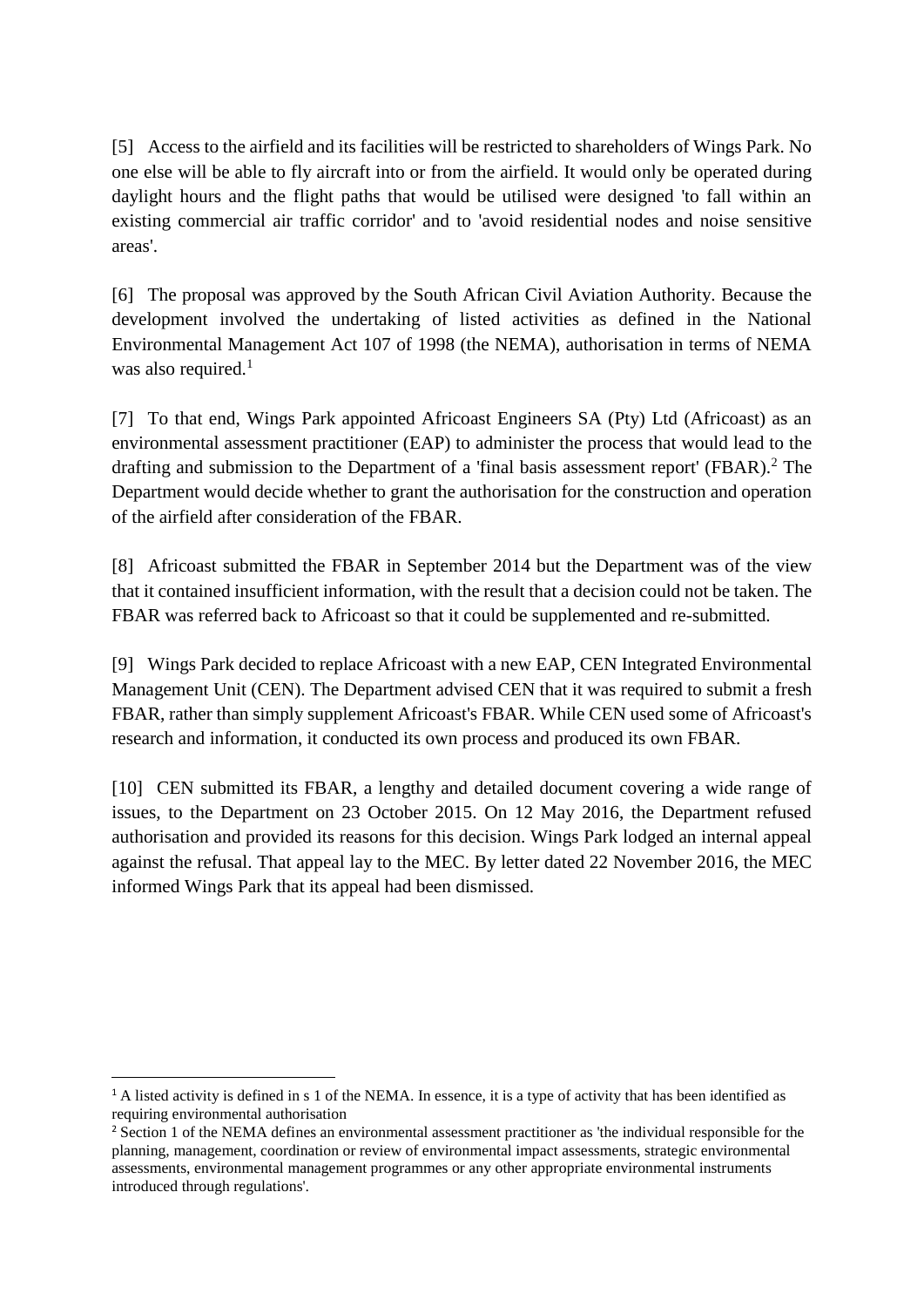[5] Access to the airfield and its facilities will be restricted to shareholders of Wings Park. No one else will be able to fly aircraft into or from the airfield. It would only be operated during daylight hours and the flight paths that would be utilised were designed 'to fall within an existing commercial air traffic corridor' and to 'avoid residential nodes and noise sensitive areas'.

[6] The proposal was approved by the South African Civil Aviation Authority. Because the development involved the undertaking of listed activities as defined in the National Environmental Management Act 107 of 1998 (the NEMA), authorisation in terms of NEMA was also required.[1]

[7] To that end, Wings Park appointed Africoast Engineers SA (Pty) Ltd (Africoast) as an environmental assessment practitioner (EAP) to administer the process that would lead to the drafting and submission to the Department of a 'final basis assessment report' (FBAR).[2] The Department would decide whether to grant the authorisation for the construction and operation of the airfield after consideration of the FBAR.

[8] Africoast submitted the FBAR in September 2014 but the Department was of the view that it contained insufficient information, with the result that a decision could not be taken. The FBAR was referred back to Africoast so that it could be supplemented and re-submitted.

[9] Wings Park decided to replace Africoast with a new EAP, CEN Integrated Environmental Management Unit (CEN). The Department advised CEN that it was required to submit a fresh FBAR, rather than simply supplement Africoast's FBAR. While CEN used some of Africoast's research and information, it conducted its own process and produced its own FBAR.

[10] CEN submitted its FBAR, a lengthy and detailed document covering a wide range of issues, to the Department on 23 October 2015. On 12 May 2016, the Department refused authorisation and provided its reasons for this decision. Wings Park lodged an internal appeal against the refusal. That appeal lay to the MEC. By letter dated 22 November 2016, the MEC informed Wings Park that its appeal had been dismissed.

---

[1] A listed activity is defined in s 1 of the NEMA. In essence, it is a type of activity that has been identified as requiring environmental authorisation

[2] Section 1 of the NEMA defines an environmental assessment practitioner as 'the individual responsible for the planning, management, coordination or review of environmental impact assessments, strategic environmental assessments, environmental management programmes or any other appropriate environmental instruments introduced through regulations'.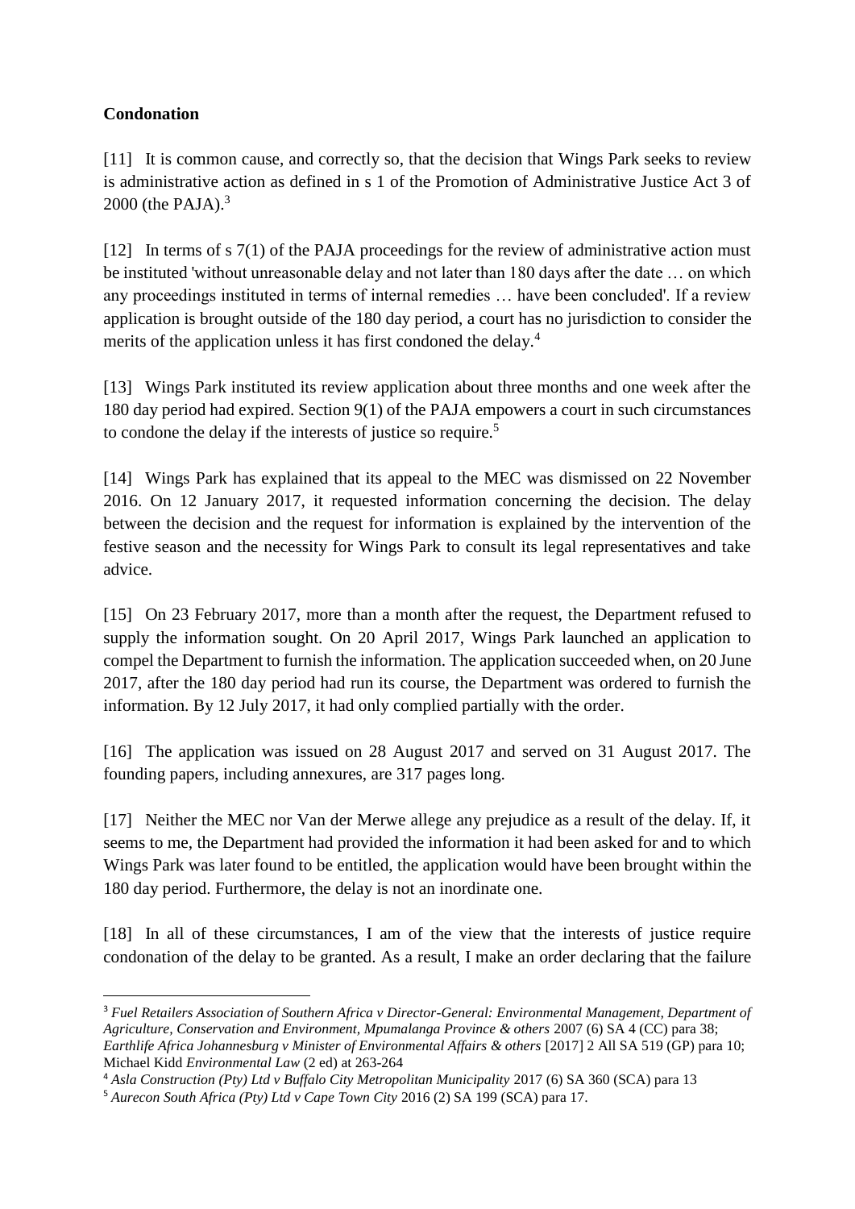**Condonation**

[11] It is common cause, and correctly so, that the decision that Wings Park seeks to review is administrative action as defined in s 1 of the Promotion of Administrative Justice Act 3 of 2000 (the PAJA).[3]

[12] In terms of s 7(1) of the PAJA proceedings for the review of administrative action must be instituted 'without unreasonable delay and not later than 180 days after the date … on which any proceedings instituted in terms of internal remedies … have been concluded'. If a review application is brought outside of the 180 day period, a court has no jurisdiction to consider the merits of the application unless it has first condoned the delay.[4]

[13] Wings Park instituted its review application about three months and one week after the 180 day period had expired. Section 9(1) of the PAJA empowers a court in such circumstances to condone the delay if the interests of justice so require.[5]

[14] Wings Park has explained that its appeal to the MEC was dismissed on 22 November 2016. On 12 January 2017, it requested information concerning the decision. The delay between the decision and the request for information is explained by the intervention of the festive season and the necessity for Wings Park to consult its legal representatives and take advice.

[15] On 23 February 2017, more than a month after the request, the Department refused to supply the information sought. On 20 April 2017, Wings Park launched an application to compel the Department to furnish the information. The application succeeded when, on 20 June 2017, after the 180 day period had run its course, the Department was ordered to furnish the information. By 12 July 2017, it had only complied partially with the order.

[16] The application was issued on 28 August 2017 and served on 31 August 2017. The founding papers, including annexures, are 317 pages long.

[17] Neither the MEC nor Van der Merwe allege any prejudice as a result of the delay. If, it seems to me, the Department had provided the information it had been asked for and to which Wings Park was later found to be entitled, the application would have been brought within the 180 day period. Furthermore, the delay is not an inordinate one.

[18] In all of these circumstances, I am of the view that the interests of justice require condonation of the delay to be granted. As a result, I make an order declaring that the failure

---

[3] *Fuel Retailers Association of Southern Africa v Director-General: Environmental Management, Department of Agriculture, Conservation and Environment, Mpumalanga Province & others* 2007 (6) SA 4 (CC) para 38; *Earthlife Africa Johannesburg v Minister of Environmental Affairs & others* [2017] 2 All SA 519 (GP) para 10; Michael Kidd *Environmental Law* (2 ed) at 263-264

[4] *Asla Construction (Pty) Ltd v Buffalo City Metropolitan Municipality* 2017 (6) SA 360 (SCA) para 13

[5] *Aurecon South Africa (Pty) Ltd v Cape Town City* 2016 (2) SA 199 (SCA) para 17.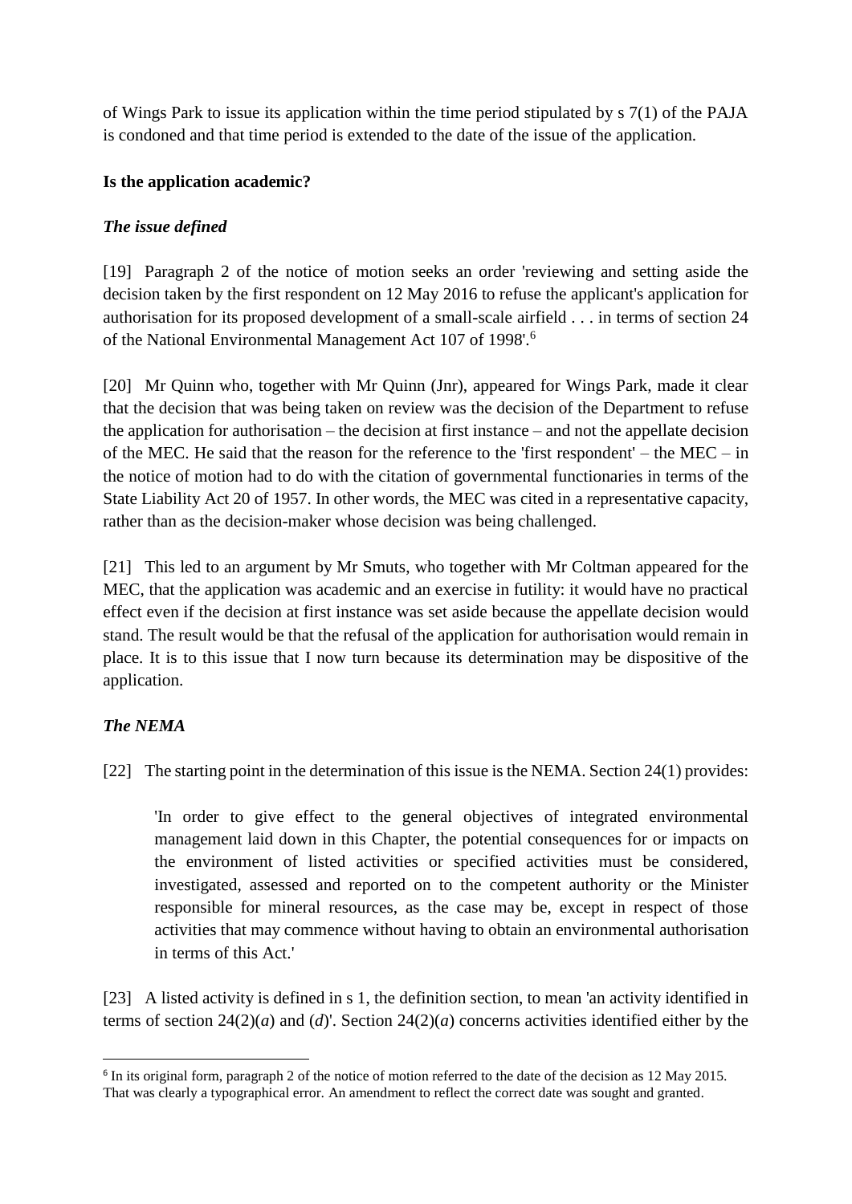of Wings Park to issue its application within the time period stipulated by s 7(1) of the PAJA is condoned and that time period is extended to the date of the issue of the application.

**Is the application academic?**

***The issue defined***

[19] Paragraph 2 of the notice of motion seeks an order 'reviewing and setting aside the decision taken by the first respondent on 12 May 2016 to refuse the applicant's application for authorisation for its proposed development of a small-scale airfield . . . in terms of section 24 of the National Environmental Management Act 107 of 1998'.[6]

[20] Mr Quinn who, together with Mr Quinn (Jnr), appeared for Wings Park, made it clear that the decision that was being taken on review was the decision of the Department to refuse the application for authorisation – the decision at first instance – and not the appellate decision of the MEC. He said that the reason for the reference to the 'first respondent' – the MEC – in the notice of motion had to do with the citation of governmental functionaries in terms of the State Liability Act 20 of 1957. In other words, the MEC was cited in a representative capacity, rather than as the decision-maker whose decision was being challenged.

[21] This led to an argument by Mr Smuts, who together with Mr Coltman appeared for the MEC, that the application was academic and an exercise in futility: it would have no practical effect even if the decision at first instance was set aside because the appellate decision would stand. The result would be that the refusal of the application for authorisation would remain in place. It is to this issue that I now turn because its determination may be dispositive of the application.

***The NEMA***

[22] The starting point in the determination of this issue is the NEMA. Section 24(1) provides:

> 'In order to give effect to the general objectives of integrated environmental management laid down in this Chapter, the potential consequences for or impacts on the environment of listed activities or specified activities must be considered, investigated, assessed and reported on to the competent authority or the Minister responsible for mineral resources, as the case may be, except in respect of those activities that may commence without having to obtain an environmental authorisation in terms of this Act.'

[23] A listed activity is defined in s 1, the definition section, to mean 'an activity identified in terms of section 24(2)(*a*) and (*d*)'. Section 24(2)(*a*) concerns activities identified either by the

---

[6] In its original form, paragraph 2 of the notice of motion referred to the date of the decision as 12 May 2015. That was clearly a typographical error. An amendment to reflect the correct date was sought and granted.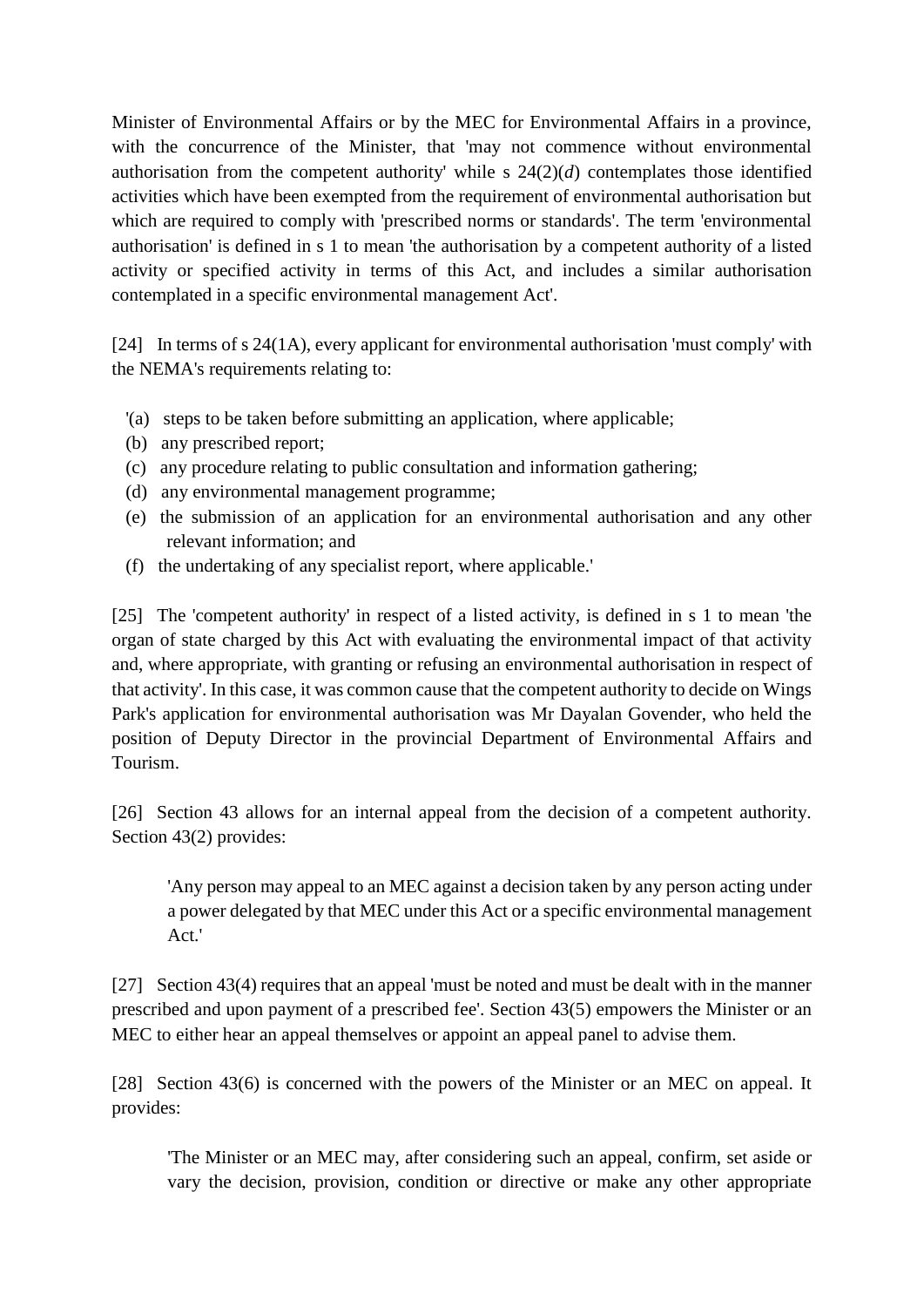Minister of Environmental Affairs or by the MEC for Environmental Affairs in a province, with the concurrence of the Minister, that 'may not commence without environmental authorisation from the competent authority' while s 24(2)(*d*) contemplates those identified activities which have been exempted from the requirement of environmental authorisation but which are required to comply with 'prescribed norms or standards'. The term 'environmental authorisation' is defined in s 1 to mean 'the authorisation by a competent authority of a listed activity or specified activity in terms of this Act, and includes a similar authorisation contemplated in a specific environmental management Act'.

[24] In terms of s 24(1A), every applicant for environmental authorisation 'must comply' with the NEMA's requirements relating to:

'(a) steps to be taken before submitting an application, where applicable;
(b) any prescribed report;
(c) any procedure relating to public consultation and information gathering;
(d) any environmental management programme;
(e) the submission of an application for an environmental authorisation and any other relevant information; and
(f) the undertaking of any specialist report, where applicable.'

[25] The 'competent authority' in respect of a listed activity, is defined in s 1 to mean 'the organ of state charged by this Act with evaluating the environmental impact of that activity and, where appropriate, with granting or refusing an environmental authorisation in respect of that activity'. In this case, it was common cause that the competent authority to decide on Wings Park's application for environmental authorisation was Mr Dayalan Govender, who held the position of Deputy Director in the provincial Department of Environmental Affairs and Tourism.

[26] Section 43 allows for an internal appeal from the decision of a competent authority. Section 43(2) provides:

> 'Any person may appeal to an MEC against a decision taken by any person acting under a power delegated by that MEC under this Act or a specific environmental management Act.'

[27] Section 43(4) requires that an appeal 'must be noted and must be dealt with in the manner prescribed and upon payment of a prescribed fee'. Section 43(5) empowers the Minister or an MEC to either hear an appeal themselves or appoint an appeal panel to advise them.

[28] Section 43(6) is concerned with the powers of the Minister or an MEC on appeal. It provides:

> 'The Minister or an MEC may, after considering such an appeal, confirm, set aside or vary the decision, provision, condition or directive or make any other appropriate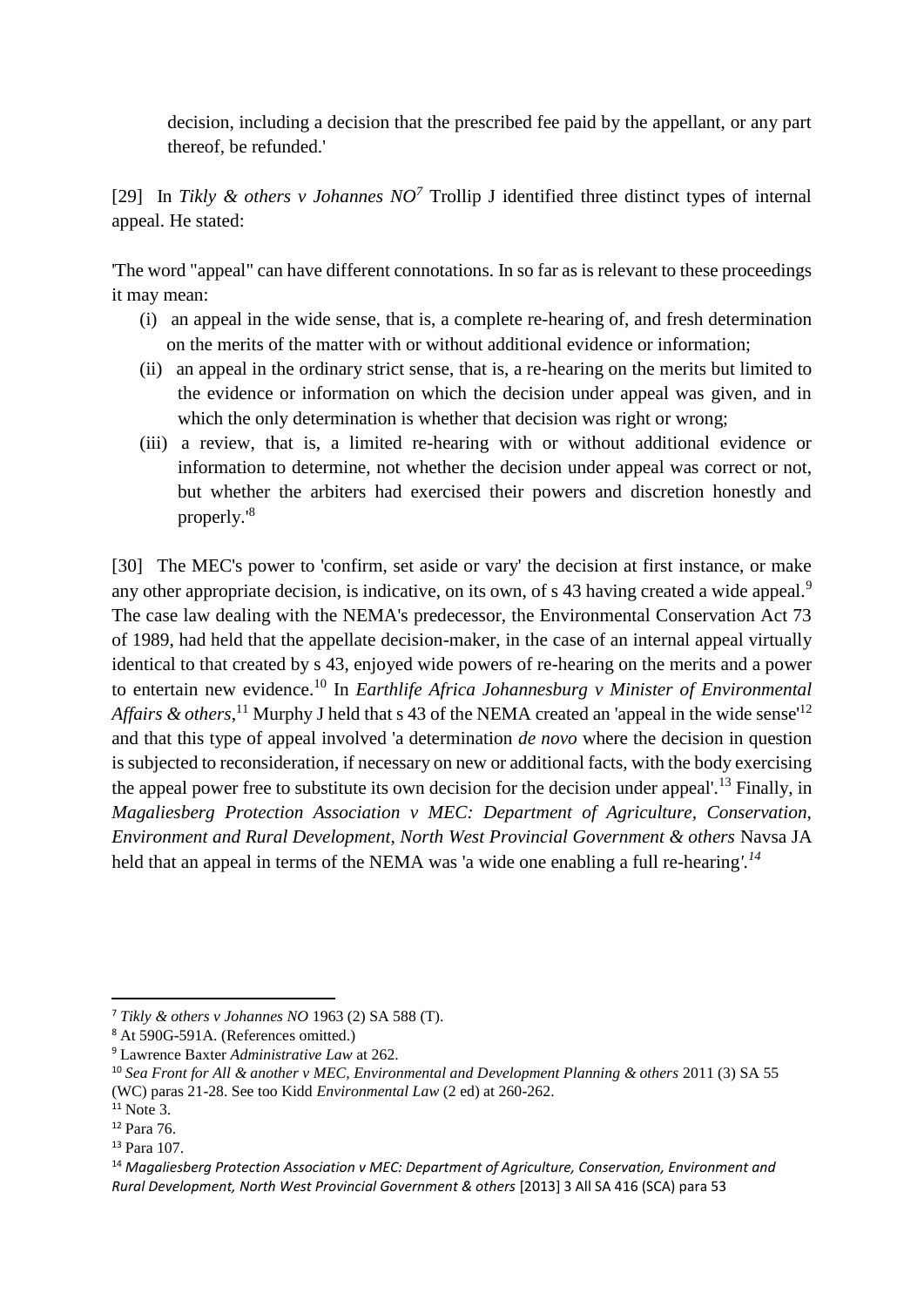decision, including a decision that the prescribed fee paid by the appellant, or any part thereof, be refunded.'

[29] In *Tikly & others v Johannes NO*[7] Trollip J identified three distinct types of internal appeal. He stated:

'The word "appeal" can have different connotations. In so far as is relevant to these proceedings it may mean:

(i) an appeal in the wide sense, that is, a complete re-hearing of, and fresh determination on the merits of the matter with or without additional evidence or information;

(ii) an appeal in the ordinary strict sense, that is, a re-hearing on the merits but limited to the evidence or information on which the decision under appeal was given, and in which the only determination is whether that decision was right or wrong;

(iii) a review, that is, a limited re-hearing with or without additional evidence or information to determine, not whether the decision under appeal was correct or not, but whether the arbiters had exercised their powers and discretion honestly and properly.'[8]

[30] The MEC's power to 'confirm, set aside or vary' the decision at first instance, or make any other appropriate decision, is indicative, on its own, of s 43 having created a wide appeal.[9] The case law dealing with the NEMA's predecessor, the Environmental Conservation Act 73 of 1989, had held that the appellate decision-maker, in the case of an internal appeal virtually identical to that created by s 43, enjoyed wide powers of re-hearing on the merits and a power to entertain new evidence.[10] In *Earthlife Africa Johannesburg v Minister of Environmental Affairs & others*,[11] Murphy J held that s 43 of the NEMA created an 'appeal in the wide sense'[12] and that this type of appeal involved 'a determination *de novo* where the decision in question is subjected to reconsideration, if necessary on new or additional facts, with the body exercising the appeal power free to substitute its own decision for the decision under appeal'.[13] Finally, in *Magaliesberg Protection Association v MEC: Department of Agriculture, Conservation, Environment and Rural Development, North West Provincial Government & others* Navsa JA held that an appeal in terms of the NEMA was 'a wide one enabling a full re-hearing'.[14]

---

[7] *Tikly & others v Johannes NO* 1963 (2) SA 588 (T).

[8] At 590G-591A. (References omitted.)

[9] Lawrence Baxter *Administrative Law* at 262.

[10] *Sea Front for All & another v MEC, Environmental and Development Planning & others* 2011 (3) SA 55 (WC) paras 21-28. See too Kidd *Environmental Law* (2 ed) at 260-262.

[11] Note 3.

[12] Para 76.

[13] Para 107.

[14] *Magaliesberg Protection Association v MEC: Department of Agriculture, Conservation, Environment and Rural Development, North West Provincial Government & others* [2013] 3 All SA 416 (SCA) para 53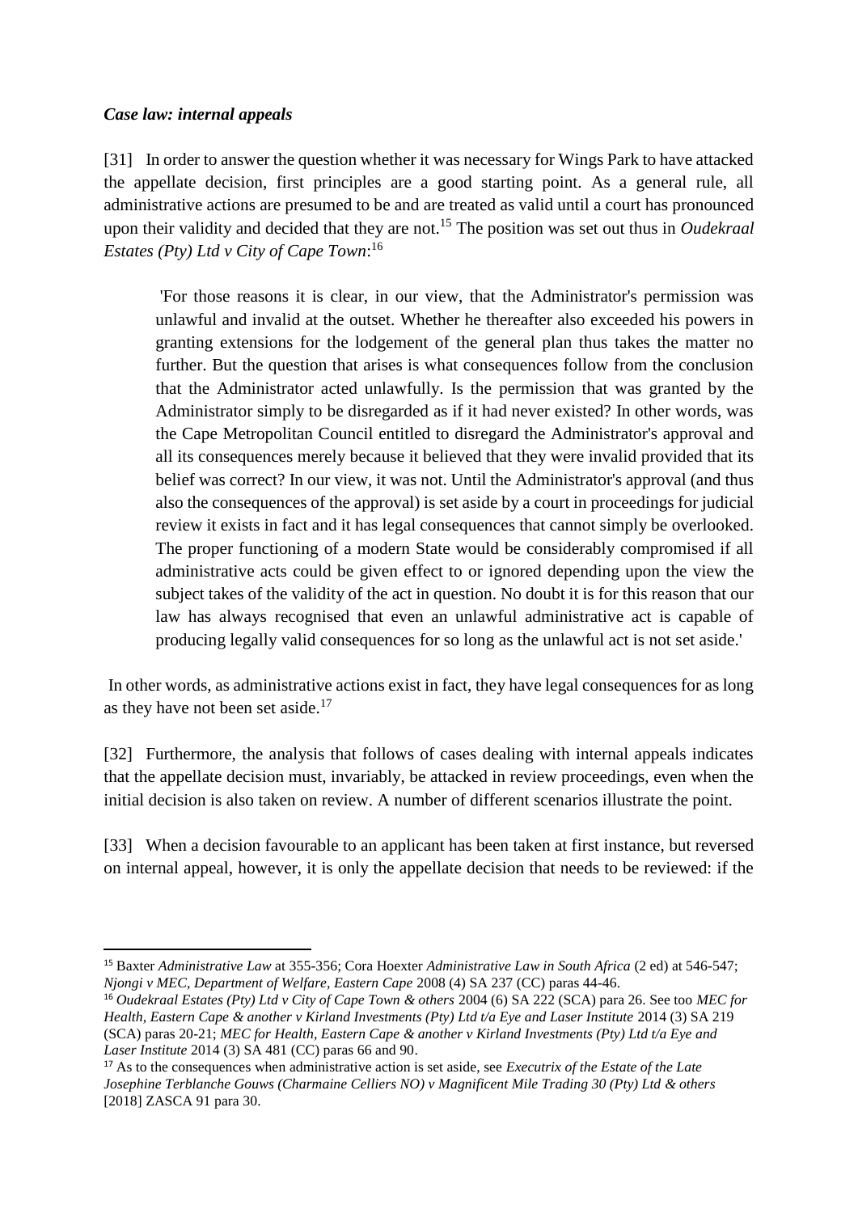### *Case law: internal appeals*

[31] In order to answer the question whether it was necessary for Wings Park to have attacked the appellate decision, first principles are a good starting point. As a general rule, all administrative actions are presumed to be and are treated as valid until a court has pronounced upon their validity and decided that they are not.[15] The position was set out thus in *Oudekraal Estates (Pty) Ltd v City of Cape Town*:[16]

> 'For those reasons it is clear, in our view, that the Administrator's permission was unlawful and invalid at the outset. Whether he thereafter also exceeded his powers in granting extensions for the lodgement of the general plan thus takes the matter no further. But the question that arises is what consequences follow from the conclusion that the Administrator acted unlawfully. Is the permission that was granted by the Administrator simply to be disregarded as if it had never existed? In other words, was the Cape Metropolitan Council entitled to disregard the Administrator's approval and all its consequences merely because it believed that they were invalid provided that its belief was correct? In our view, it was not. Until the Administrator's approval (and thus also the consequences of the approval) is set aside by a court in proceedings for judicial review it exists in fact and it has legal consequences that cannot simply be overlooked. The proper functioning of a modern State would be considerably compromised if all administrative acts could be given effect to or ignored depending upon the view the subject takes of the validity of the act in question. No doubt it is for this reason that our law has always recognised that even an unlawful administrative act is capable of producing legally valid consequences for so long as the unlawful act is not set aside.'

In other words, as administrative actions exist in fact, they have legal consequences for as long as they have not been set aside.[17]

[32] Furthermore, the analysis that follows of cases dealing with internal appeals indicates that the appellate decision must, invariably, be attacked in review proceedings, even when the initial decision is also taken on review. A number of different scenarios illustrate the point.

[33] When a decision favourable to an applicant has been taken at first instance, but reversed on internal appeal, however, it is only the appellate decision that needs to be reviewed: if the

---

[15] Baxter *Administrative Law* at 355-356; Cora Hoexter *Administrative Law in South Africa* (2 ed) at 546-547; *Njongi v MEC, Department of Welfare, Eastern Cape* 2008 (4) SA 237 (CC) paras 44-46.

[16] *Oudekraal Estates (Pty) Ltd v City of Cape Town & others* 2004 (6) SA 222 (SCA) para 26. See too *MEC for Health, Eastern Cape & another v Kirland Investments (Pty) Ltd t/a Eye and Laser Institute* 2014 (3) SA 219 (SCA) paras 20-21; *MEC for Health, Eastern Cape & another v Kirland Investments (Pty) Ltd t/a Eye and Laser Institute* 2014 (3) SA 481 (CC) paras 66 and 90.

[17] As to the consequences when administrative action is set aside, see *Executrix of the Estate of the Late Josephine Terblanche Gouws (Charmaine Celliers NO) v Magnificent Mile Trading 30 (Pty) Ltd & others* [2018] ZASCA 91 para 30.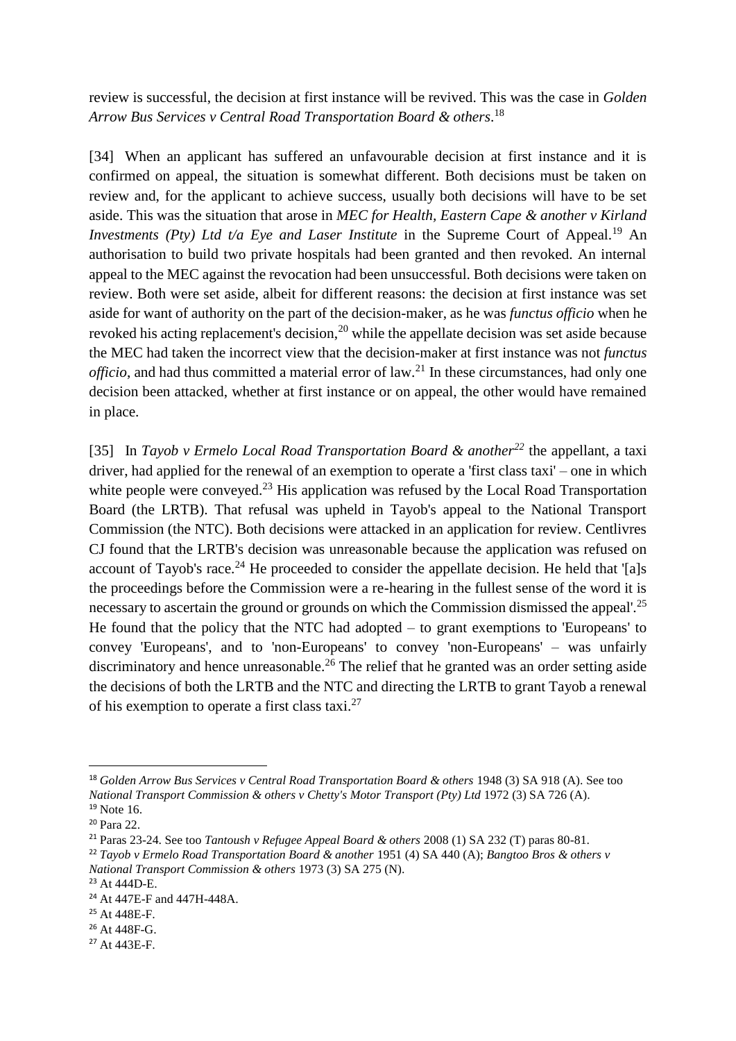review is successful, the decision at first instance will be revived. This was the case in *Golden Arrow Bus Services v Central Road Transportation Board & others*.[18]

[34] When an applicant has suffered an unfavourable decision at first instance and it is confirmed on appeal, the situation is somewhat different. Both decisions must be taken on review and, for the applicant to achieve success, usually both decisions will have to be set aside. This was the situation that arose in *MEC for Health, Eastern Cape & another v Kirland Investments (Pty) Ltd t/a Eye and Laser Institute* in the Supreme Court of Appeal.[19] An authorisation to build two private hospitals had been granted and then revoked. An internal appeal to the MEC against the revocation had been unsuccessful. Both decisions were taken on review. Both were set aside, albeit for different reasons: the decision at first instance was set aside for want of authority on the part of the decision-maker, as he was *functus officio* when he revoked his acting replacement's decision,[20] while the appellate decision was set aside because the MEC had taken the incorrect view that the decision-maker at first instance was not *functus officio*, and had thus committed a material error of law.[21] In these circumstances, had only one decision been attacked, whether at first instance or on appeal, the other would have remained in place.

[35] In *Tayob v Ermelo Local Road Transportation Board & another*[22] the appellant, a taxi driver, had applied for the renewal of an exemption to operate a 'first class taxi' – one in which white people were conveyed.[23] His application was refused by the Local Road Transportation Board (the LRTB). That refusal was upheld in Tayob's appeal to the National Transport Commission (the NTC). Both decisions were attacked in an application for review. Centlivres CJ found that the LRTB's decision was unreasonable because the application was refused on account of Tayob's race.[24] He proceeded to consider the appellate decision. He held that '[a]s the proceedings before the Commission were a re-hearing in the fullest sense of the word it is necessary to ascertain the ground or grounds on which the Commission dismissed the appeal'.[25] He found that the policy that the NTC had adopted – to grant exemptions to 'Europeans' to convey 'Europeans', and to 'non-Europeans' to convey 'non-Europeans' – was unfairly discriminatory and hence unreasonable.[26] The relief that he granted was an order setting aside the decisions of both the LRTB and the NTC and directing the LRTB to grant Tayob a renewal of his exemption to operate a first class taxi.[27]

---

[18] *Golden Arrow Bus Services v Central Road Transportation Board & others* 1948 (3) SA 918 (A). See too *National Transport Commission & others v Chetty's Motor Transport (Pty) Ltd* 1972 (3) SA 726 (A).

[19] Note 16.

[20] Para 22.

[21] Paras 23-24. See too *Tantoush v Refugee Appeal Board & others* 2008 (1) SA 232 (T) paras 80-81.

[22] *Tayob v Ermelo Road Transportation Board & another* 1951 (4) SA 440 (A); *Bangtoo Bros & others v National Transport Commission & others* 1973 (3) SA 275 (N).

[23] At 444D-E.

[24] At 447E-F and 447H-448A.

[25] At 448E-F.

[26] At 448F-G.

[27] At 443E-F.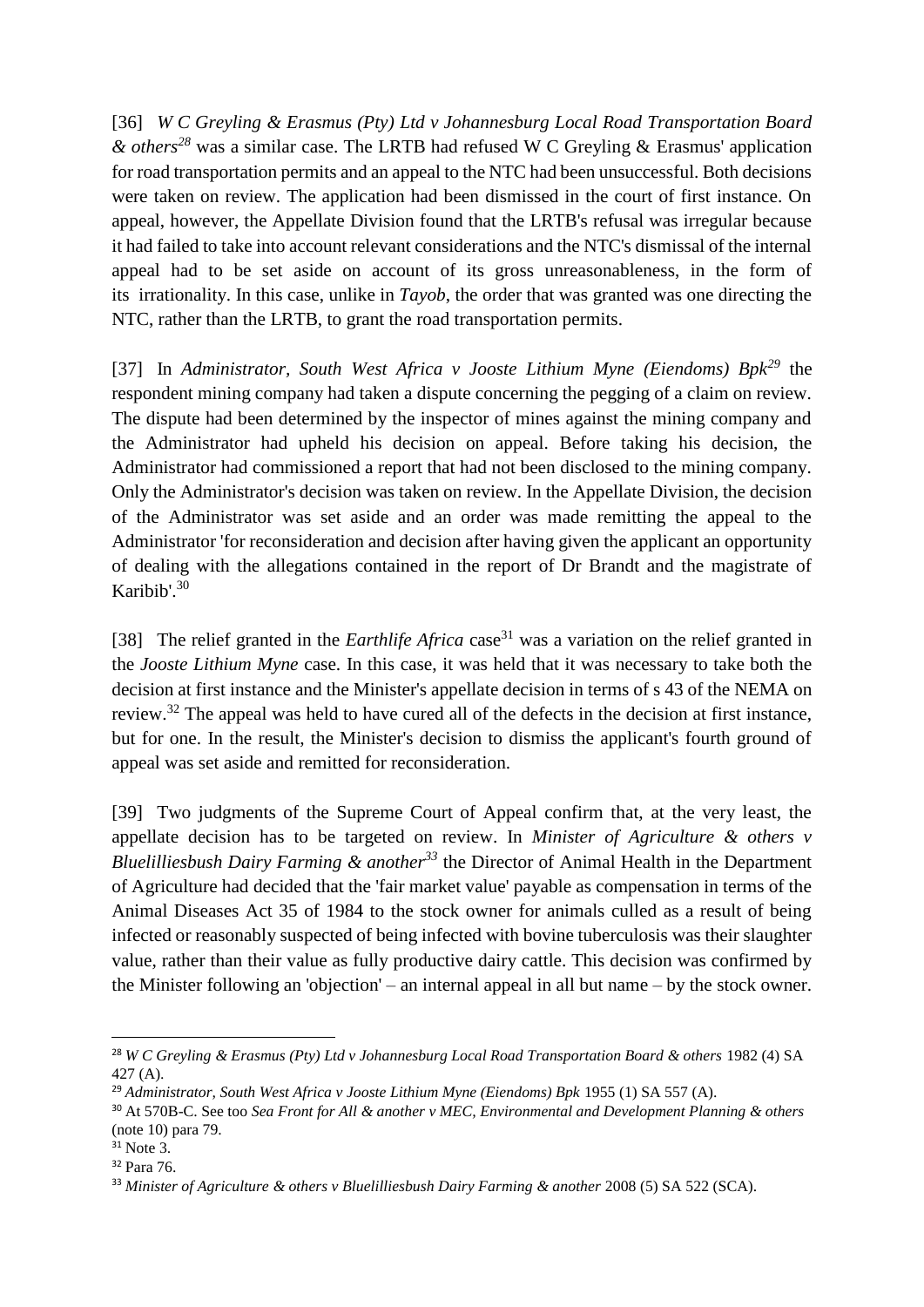[36] *W C Greyling & Erasmus (Pty) Ltd v Johannesburg Local Road Transportation Board & others*[28] was a similar case. The LRTB had refused W C Greyling & Erasmus' application for road transportation permits and an appeal to the NTC had been unsuccessful. Both decisions were taken on review. The application had been dismissed in the court of first instance. On appeal, however, the Appellate Division found that the LRTB's refusal was irregular because it had failed to take into account relevant considerations and the NTC's dismissal of the internal appeal had to be set aside on account of its gross unreasonableness, in the form of its irrationality. In this case, unlike in *Tayob*, the order that was granted was one directing the NTC, rather than the LRTB, to grant the road transportation permits.

[37] In *Administrator, South West Africa v Jooste Lithium Myne (Eiendoms) Bpk*[29] the respondent mining company had taken a dispute concerning the pegging of a claim on review. The dispute had been determined by the inspector of mines against the mining company and the Administrator had upheld his decision on appeal. Before taking his decision, the Administrator had commissioned a report that had not been disclosed to the mining company. Only the Administrator's decision was taken on review. In the Appellate Division, the decision of the Administrator was set aside and an order was made remitting the appeal to the Administrator 'for reconsideration and decision after having given the applicant an opportunity of dealing with the allegations contained in the report of Dr Brandt and the magistrate of Karibib'.[30]

[38] The relief granted in the *Earthlife Africa* case[31] was a variation on the relief granted in the *Jooste Lithium Myne* case. In this case, it was held that it was necessary to take both the decision at first instance and the Minister's appellate decision in terms of s 43 of the NEMA on review.[32] The appeal was held to have cured all of the defects in the decision at first instance, but for one. In the result, the Minister's decision to dismiss the applicant's fourth ground of appeal was set aside and remitted for reconsideration.

[39] Two judgments of the Supreme Court of Appeal confirm that, at the very least, the appellate decision has to be targeted on review. In *Minister of Agriculture & others v Bluelilliesbush Dairy Farming & another*[33] the Director of Animal Health in the Department of Agriculture had decided that the 'fair market value' payable as compensation in terms of the Animal Diseases Act 35 of 1984 to the stock owner for animals culled as a result of being infected or reasonably suspected of being infected with bovine tuberculosis was their slaughter value, rather than their value as fully productive dairy cattle. This decision was confirmed by the Minister following an 'objection' – an internal appeal in all but name – by the stock owner.

---

[28] *W C Greyling & Erasmus (Pty) Ltd v Johannesburg Local Road Transportation Board & others* 1982 (4) SA 427 (A).

[29] *Administrator, South West Africa v Jooste Lithium Myne (Eiendoms) Bpk* 1955 (1) SA 557 (A).

[30] At 570B-C. See too *Sea Front for All & another v MEC, Environmental and Development Planning & others* (note 10) para 79.

[31] Note 3.

[32] Para 76.

[33] *Minister of Agriculture & others v Bluelilliesbush Dairy Farming & another* 2008 (5) SA 522 (SCA).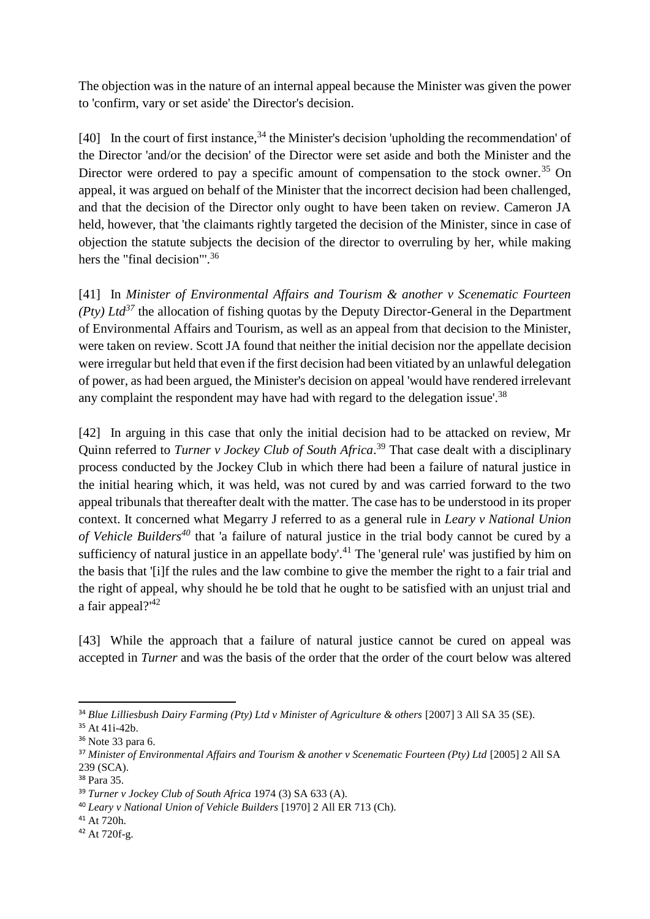The objection was in the nature of an internal appeal because the Minister was given the power to 'confirm, vary or set aside' the Director's decision.

[40] In the court of first instance,[34] the Minister's decision 'upholding the recommendation' of the Director 'and/or the decision' of the Director were set aside and both the Minister and the Director were ordered to pay a specific amount of compensation to the stock owner.[35] On appeal, it was argued on behalf of the Minister that the incorrect decision had been challenged, and that the decision of the Director only ought to have been taken on review. Cameron JA held, however, that 'the claimants rightly targeted the decision of the Minister, since in case of objection the statute subjects the decision of the director to overruling by her, while making hers the "final decision"'.[36]

[41] In *Minister of Environmental Affairs and Tourism & another v Scenematic Fourteen (Pty) Ltd*[37] the allocation of fishing quotas by the Deputy Director-General in the Department of Environmental Affairs and Tourism, as well as an appeal from that decision to the Minister, were taken on review. Scott JA found that neither the initial decision nor the appellate decision were irregular but held that even if the first decision had been vitiated by an unlawful delegation of power, as had been argued, the Minister's decision on appeal 'would have rendered irrelevant any complaint the respondent may have had with regard to the delegation issue'.[38]

[42] In arguing in this case that only the initial decision had to be attacked on review, Mr Quinn referred to *Turner v Jockey Club of South Africa*.[39] That case dealt with a disciplinary process conducted by the Jockey Club in which there had been a failure of natural justice in the initial hearing which, it was held, was not cured by and was carried forward to the two appeal tribunals that thereafter dealt with the matter. The case has to be understood in its proper context. It concerned what Megarry J referred to as a general rule in *Leary v National Union of Vehicle Builders*[40] that 'a failure of natural justice in the trial body cannot be cured by a sufficiency of natural justice in an appellate body'.[41] The 'general rule' was justified by him on the basis that '[i]f the rules and the law combine to give the member the right to a fair trial and the right of appeal, why should he be told that he ought to be satisfied with an unjust trial and a fair appeal?'[42]

[43] While the approach that a failure of natural justice cannot be cured on appeal was accepted in *Turner* and was the basis of the order that the order of the court below was altered

---

[34] *Blue Lilliesbush Dairy Farming (Pty) Ltd v Minister of Agriculture & others* [2007] 3 All SA 35 (SE).

[35] At 41i-42b.

[36] Note 33 para 6.

[37] *Minister of Environmental Affairs and Tourism & another v Scenematic Fourteen (Pty) Ltd* [2005] 2 All SA 239 (SCA).

[38] Para 35.

[39] *Turner v Jockey Club of South Africa* 1974 (3) SA 633 (A).

[40] *Leary v National Union of Vehicle Builders* [1970] 2 All ER 713 (Ch).

[41] At 720h.

[42] At 720f-g.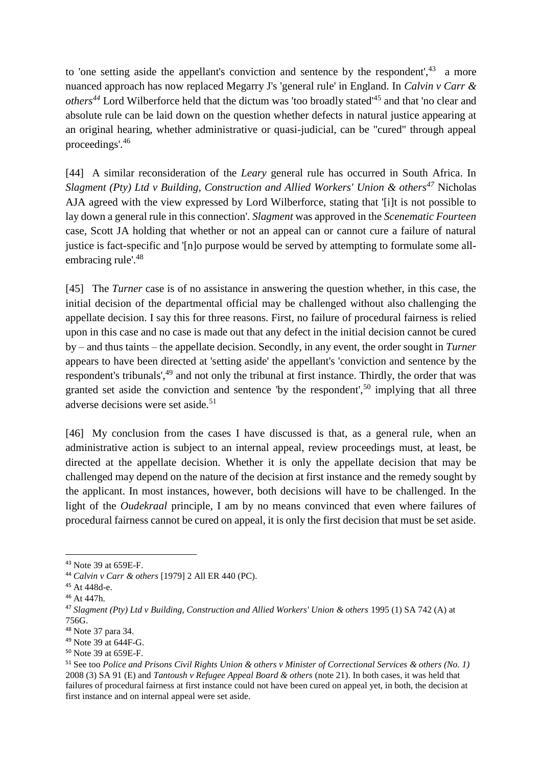to 'one setting aside the appellant's conviction and sentence by the respondent',[43] a more nuanced approach has now replaced Megarry J's 'general rule' in England. In *Calvin v Carr & others*[44] Lord Wilberforce held that the dictum was 'too broadly stated'[45] and that 'no clear and absolute rule can be laid down on the question whether defects in natural justice appearing at an original hearing, whether administrative or quasi-judicial, can be "cured" through appeal proceedings'.[46]

[44] A similar reconsideration of the *Leary* general rule has occurred in South Africa. In *Slagment (Pty) Ltd v Building, Construction and Allied Workers' Union & others*[47] Nicholas AJA agreed with the view expressed by Lord Wilberforce, stating that '[i]t is not possible to lay down a general rule in this connection'. *Slagment* was approved in the *Scenematic Fourteen* case, Scott JA holding that whether or not an appeal can or cannot cure a failure of natural justice is fact-specific and '[n]o purpose would be served by attempting to formulate some all-embracing rule'.[48]

[45] The *Turner* case is of no assistance in answering the question whether, in this case, the initial decision of the departmental official may be challenged without also challenging the appellate decision. I say this for three reasons. First, no failure of procedural fairness is relied upon in this case and no case is made out that any defect in the initial decision cannot be cured by – and thus taints – the appellate decision. Secondly, in any event, the order sought in *Turner* appears to have been directed at 'setting aside' the appellant's 'conviction and sentence by the respondent's tribunals',[49] and not only the tribunal at first instance. Thirdly, the order that was granted set aside the conviction and sentence 'by the respondent',[50] implying that all three adverse decisions were set aside.[51]

[46] My conclusion from the cases I have discussed is that, as a general rule, when an administrative action is subject to an internal appeal, review proceedings must, at least, be directed at the appellate decision. Whether it is only the appellate decision that may be challenged may depend on the nature of the decision at first instance and the remedy sought by the applicant. In most instances, however, both decisions will have to be challenged. In the light of the *Oudekraal* principle, I am by no means convinced that even where failures of procedural fairness cannot be cured on appeal, it is only the first decision that must be set aside.

---

[43] Note 39 at 659E-F.

[44] *Calvin v Carr & others* [1979] 2 All ER 440 (PC).

[45] At 448d-e.

[46] At 447h.

[47] *Slagment (Pty) Ltd v Building, Construction and Allied Workers' Union & others* 1995 (1) SA 742 (A) at 756G.

[48] Note 37 para 34.

[49] Note 39 at 644F-G.

[50] Note 39 at 659E-F.

[51] See too *Police and Prisons Civil Rights Union & others v Minister of Correctional Services & others (No. 1)* 2008 (3) SA 91 (E) and *Tantoush v Refugee Appeal Board & others* (note 21). In both cases, it was held that failures of procedural fairness at first instance could not have been cured on appeal yet, in both, the decision at first instance and on internal appeal were set aside.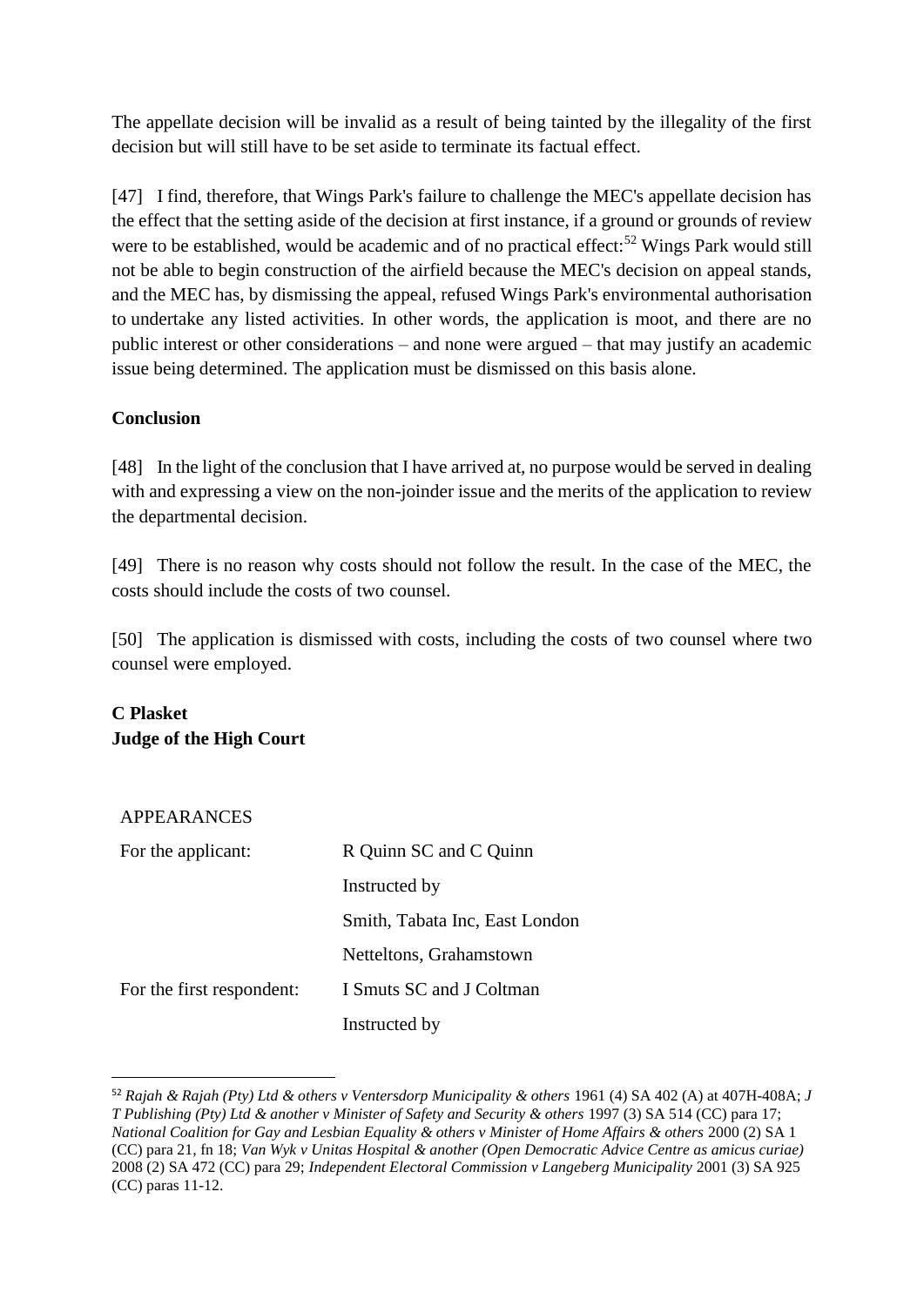The appellate decision will be invalid as a result of being tainted by the illegality of the first decision but will still have to be set aside to terminate its factual effect.

[47] I find, therefore, that Wings Park's failure to challenge the MEC's appellate decision has the effect that the setting aside of the decision at first instance, if a ground or grounds of review were to be established, would be academic and of no practical effect:[52] Wings Park would still not be able to begin construction of the airfield because the MEC's decision on appeal stands, and the MEC has, by dismissing the appeal, refused Wings Park's environmental authorisation to undertake any listed activities. In other words, the application is moot, and there are no public interest or other considerations – and none were argued – that may justify an academic issue being determined. The application must be dismissed on this basis alone.

**Conclusion**

[48] In the light of the conclusion that I have arrived at, no purpose would be served in dealing with and expressing a view on the non-joinder issue and the merits of the application to review the departmental decision.

[49] There is no reason why costs should not follow the result. In the case of the MEC, the costs should include the costs of two counsel.

[50] The application is dismissed with costs, including the costs of two counsel where two counsel were employed.

**C Plasket**
**Judge of the High Court**

APPEARANCES

| | |
|---|---|
| For the applicant: | R Quinn SC and C Quinn |
| | Instructed by |
| | Smith, Tabata Inc, East London |
| | Netteltons, Grahamstown |
| For the first respondent: | I Smuts SC and J Coltman |
| | Instructed by |

[52] *Rajah & Rajah (Pty) Ltd & others v Ventersdorp Municipality & others* 1961 (4) SA 402 (A) at 407H-408A; *J T Publishing (Pty) Ltd & another v Minister of Safety and Security & others* 1997 (3) SA 514 (CC) para 17; *National Coalition for Gay and Lesbian Equality & others v Minister of Home Affairs & others* 2000 (2) SA 1 (CC) para 21, fn 18; *Van Wyk v Unitas Hospital & another (Open Democratic Advice Centre as amicus curiae)* 2008 (2) SA 472 (CC) para 29; *Independent Electoral Commission v Langeberg Municipality* 2001 (3) SA 925 (CC) paras 11-12.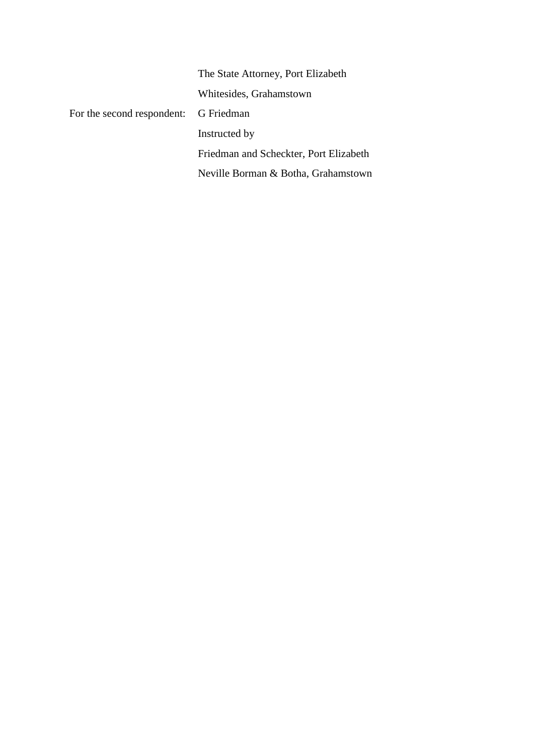| | |
|---|---|
| | The State Attorney, Port Elizabeth |
| | Whitesides, Grahamstown |
| For the second respondent: | G Friedman |
| | Instructed by |
| | Friedman and Scheckter, Port Elizabeth |
| | Neville Borman & Botha, Grahamstown |